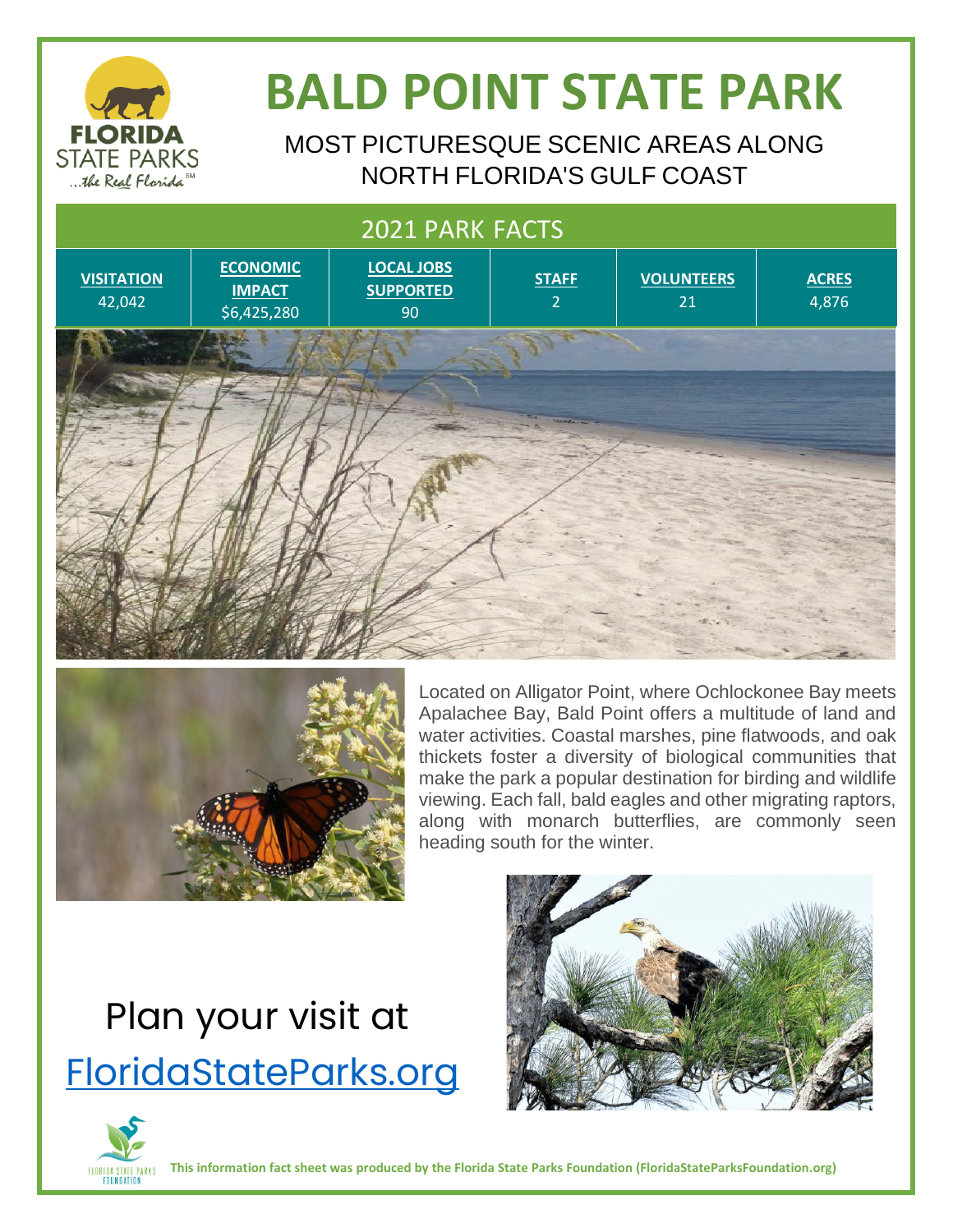FLORIDA STATE PARKS
...the Real Florida

# BALD POINT STATE PARK

MOST PICTURESQUE SCENIC AREAS ALONG NORTH FLORIDA'S GULF COAST

## 2021 PARK FACTS

| VISITATION | ECONOMIC IMPACT | LOCAL JOBS SUPPORTED | STAFF | VOLUNTEERS | ACRES |
|---|---|---|---|---|---|
| 42,042 | $6,425,280 | 90 | 2 | 21 | 4,876 |

Located on Alligator Point, where Ochlockonee Bay meets Apalachee Bay, Bald Point offers a multitude of land and water activities. Coastal marshes, pine flatwoods, and oak thickets foster a diversity of biological communities that make the park a popular destination for birding and wildlife viewing. Each fall, bald eagles and other migrating raptors, along with monarch butterflies, are commonly seen heading south for the winter.

Plan your visit at [FloridaStateParks.org](https://FloridaStateParks.org)

**This information fact sheet was produced by the Florida State Parks Foundation (FloridaStateParksFoundation.org)**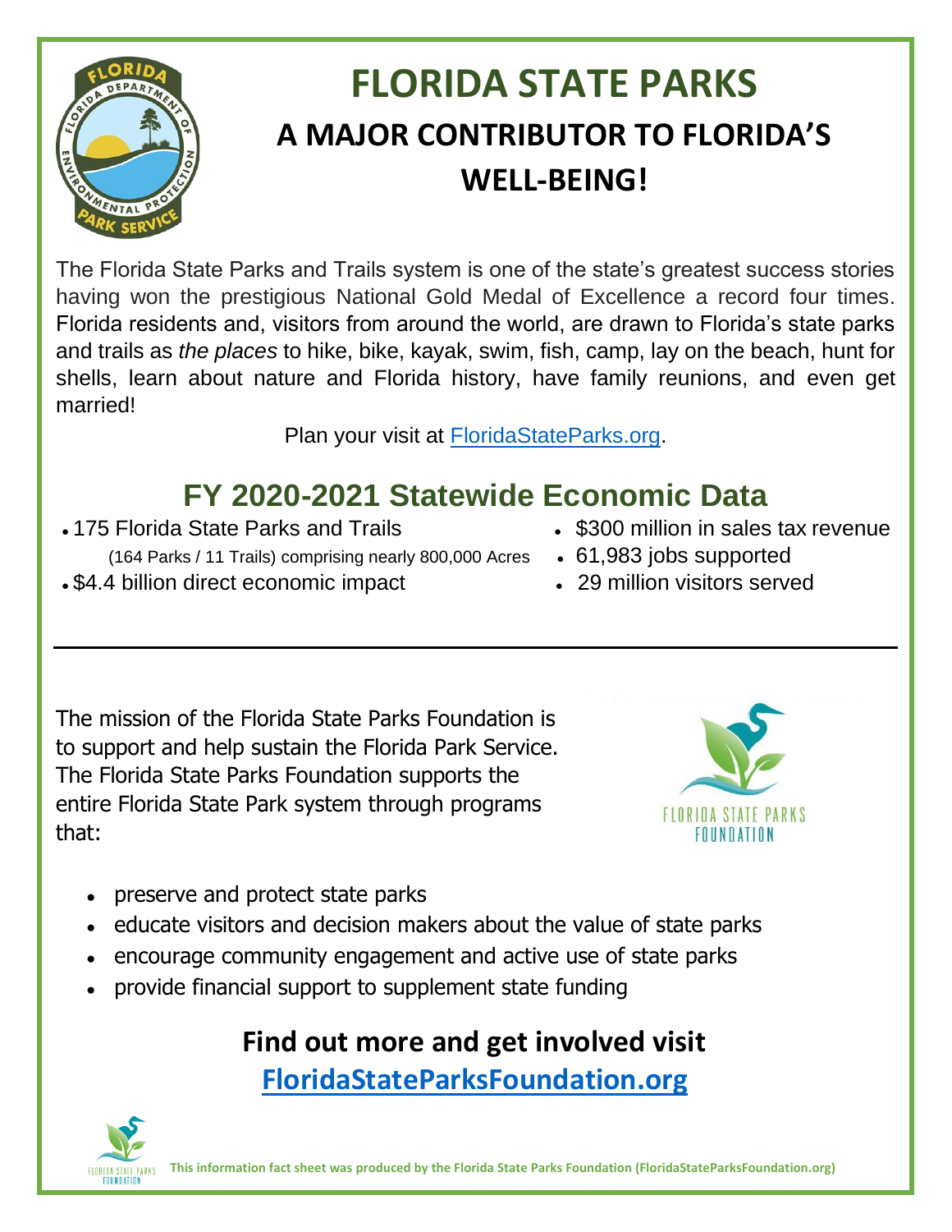# FLORIDA STATE PARKS

## A MAJOR CONTRIBUTOR TO FLORIDA'S WELL-BEING!

The Florida State Parks and Trails system is one of the state's greatest success stories having won the prestigious National Gold Medal of Excellence a record four times. Florida residents and, visitors from around the world, are drawn to Florida's state parks and trails as *the places* to hike, bike, kayak, swim, fish, camp, lay on the beach, hunt for shells, learn about nature and Florida history, have family reunions, and even get married!

Plan your visit at [FloridaStateParks.org](FloridaStateParks.org).

## FY 2020-2021 Statewide Economic Data

- 175 Florida State Parks and Trails
  (164 Parks / 11 Trails) comprising nearly 800,000 Acres
- $4.4 billion direct economic impact
- $300 million in sales tax revenue
- 61,983 jobs supported
- 29 million visitors served

---

The mission of the Florida State Parks Foundation is to support and help sustain the Florida Park Service. The Florida State Parks Foundation supports the entire Florida State Park system through programs that:

- preserve and protect state parks
- educate visitors and decision makers about the value of state parks
- encourage community engagement and active use of state parks
- provide financial support to supplement state funding

### Find out more and get involved visit [FloridaStateParksFoundation.org](FloridaStateParksFoundation.org)

**This information fact sheet was produced by the Florida State Parks Foundation (FloridaStateParksFoundation.org)**